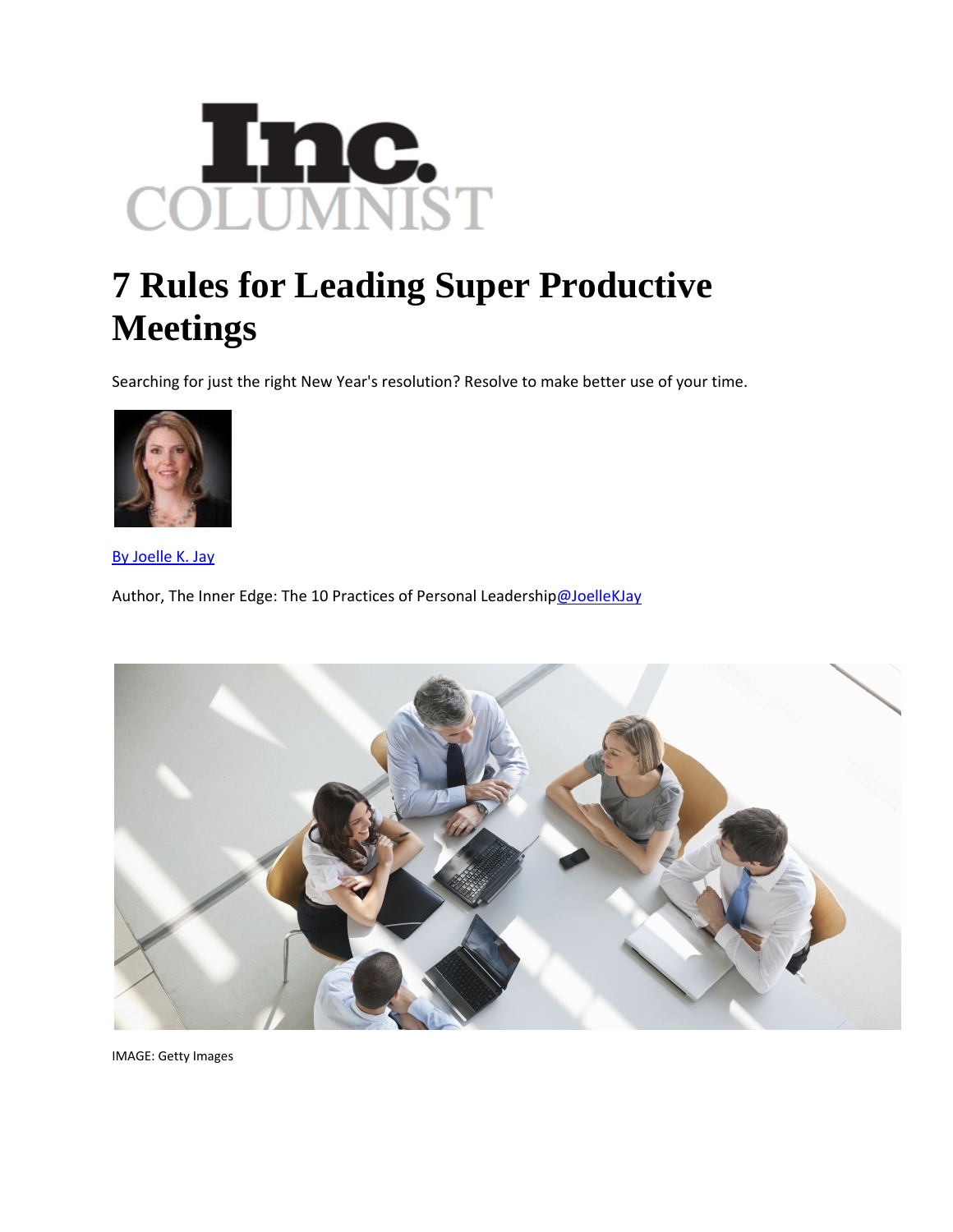# 7 Rules for Leading Super Productive Meetings

Searching for just the right New Year's resolution? Resolve to make better use of your time.

By Joelle K. Jay

Author, The Inner Edge: The 10 Practices of Personal Leadership@JoelleKJay

IMAGE: Getty Images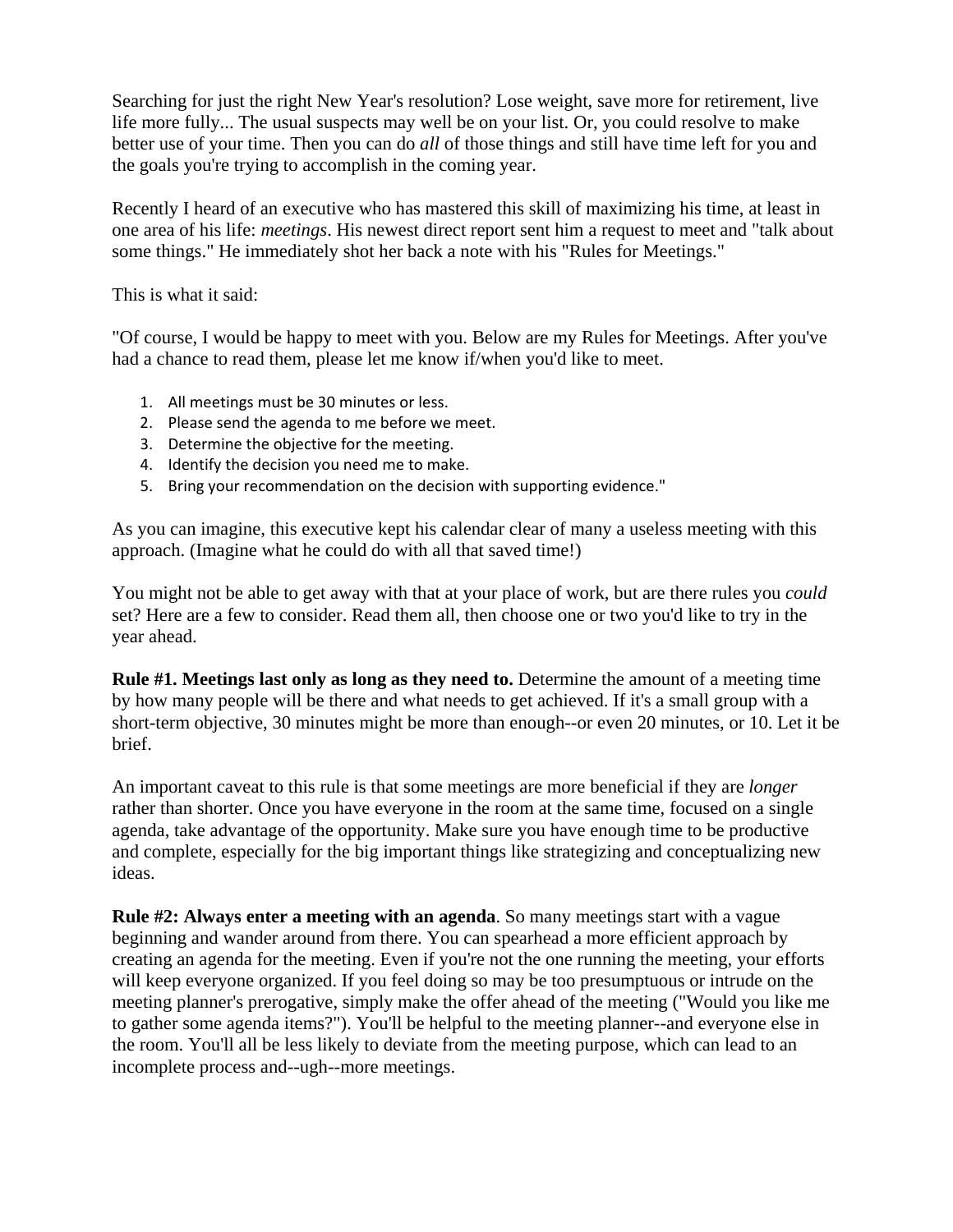Searching for just the right New Year's resolution? Lose weight, save more for retirement, live life more fully... The usual suspects may well be on your list. Or, you could resolve to make better use of your time. Then you can do *all* of those things and still have time left for you and the goals you're trying to accomplish in the coming year.

Recently I heard of an executive who has mastered this skill of maximizing his time, at least in one area of his life: *meetings*. His newest direct report sent him a request to meet and "talk about some things." He immediately shot her back a note with his "Rules for Meetings."

This is what it said:

"Of course, I would be happy to meet with you. Below are my Rules for Meetings. After you've had a chance to read them, please let me know if/when you'd like to meet.

1. All meetings must be 30 minutes or less.
2. Please send the agenda to me before we meet.
3. Determine the objective for the meeting.
4. Identify the decision you need me to make.
5. Bring your recommendation on the decision with supporting evidence."

As you can imagine, this executive kept his calendar clear of many a useless meeting with this approach. (Imagine what he could do with all that saved time!)

You might not be able to get away with that at your place of work, but are there rules you *could* set? Here are a few to consider. Read them all, then choose one or two you'd like to try in the year ahead.

**Rule #1. Meetings last only as long as they need to.** Determine the amount of a meeting time by how many people will be there and what needs to get achieved. If it's a small group with a short-term objective, 30 minutes might be more than enough--or even 20 minutes, or 10. Let it be brief.

An important caveat to this rule is that some meetings are more beneficial if they are *longer* rather than shorter. Once you have everyone in the room at the same time, focused on a single agenda, take advantage of the opportunity. Make sure you have enough time to be productive and complete, especially for the big important things like strategizing and conceptualizing new ideas.

**Rule #2: Always enter a meeting with an agenda**. So many meetings start with a vague beginning and wander around from there. You can spearhead a more efficient approach by creating an agenda for the meeting. Even if you're not the one running the meeting, your efforts will keep everyone organized. If you feel doing so may be too presumptuous or intrude on the meeting planner's prerogative, simply make the offer ahead of the meeting ("Would you like me to gather some agenda items?"). You'll be helpful to the meeting planner--and everyone else in the room. You'll all be less likely to deviate from the meeting purpose, which can lead to an incomplete process and--ugh--more meetings.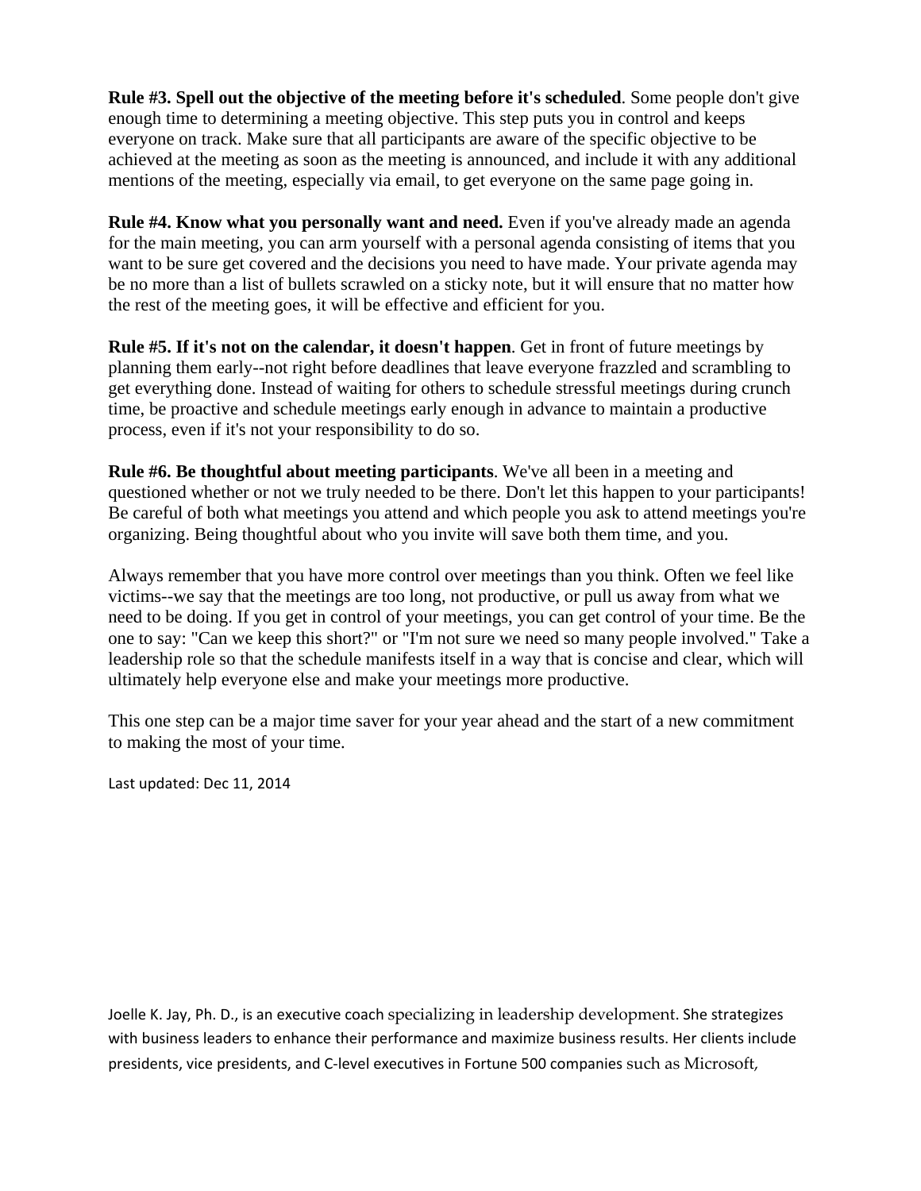**Rule #3. Spell out the objective of the meeting before it's scheduled**. Some people don't give enough time to determining a meeting objective. This step puts you in control and keeps everyone on track. Make sure that all participants are aware of the specific objective to be achieved at the meeting as soon as the meeting is announced, and include it with any additional mentions of the meeting, especially via email, to get everyone on the same page going in.

**Rule #4. Know what you personally want and need.** Even if you've already made an agenda for the main meeting, you can arm yourself with a personal agenda consisting of items that you want to be sure get covered and the decisions you need to have made. Your private agenda may be no more than a list of bullets scrawled on a sticky note, but it will ensure that no matter how the rest of the meeting goes, it will be effective and efficient for you.

**Rule #5. If it's not on the calendar, it doesn't happen**. Get in front of future meetings by planning them early--not right before deadlines that leave everyone frazzled and scrambling to get everything done. Instead of waiting for others to schedule stressful meetings during crunch time, be proactive and schedule meetings early enough in advance to maintain a productive process, even if it's not your responsibility to do so.

**Rule #6. Be thoughtful about meeting participants**. We've all been in a meeting and questioned whether or not we truly needed to be there. Don't let this happen to your participants! Be careful of both what meetings you attend and which people you ask to attend meetings you're organizing. Being thoughtful about who you invite will save both them time, and you.

Always remember that you have more control over meetings than you think. Often we feel like victims--we say that the meetings are too long, not productive, or pull us away from what we need to be doing. If you get in control of your meetings, you can get control of your time. Be the one to say: "Can we keep this short?" or "I'm not sure we need so many people involved." Take a leadership role so that the schedule manifests itself in a way that is concise and clear, which will ultimately help everyone else and make your meetings more productive.

This one step can be a major time saver for your year ahead and the start of a new commitment to making the most of your time.

Last updated: Dec 11, 2014

Joelle K. Jay, Ph. D., is an executive coach specializing in leadership development. She strategizes with business leaders to enhance their performance and maximize business results. Her clients include presidents, vice presidents, and C-level executives in Fortune 500 companies such as Microsoft,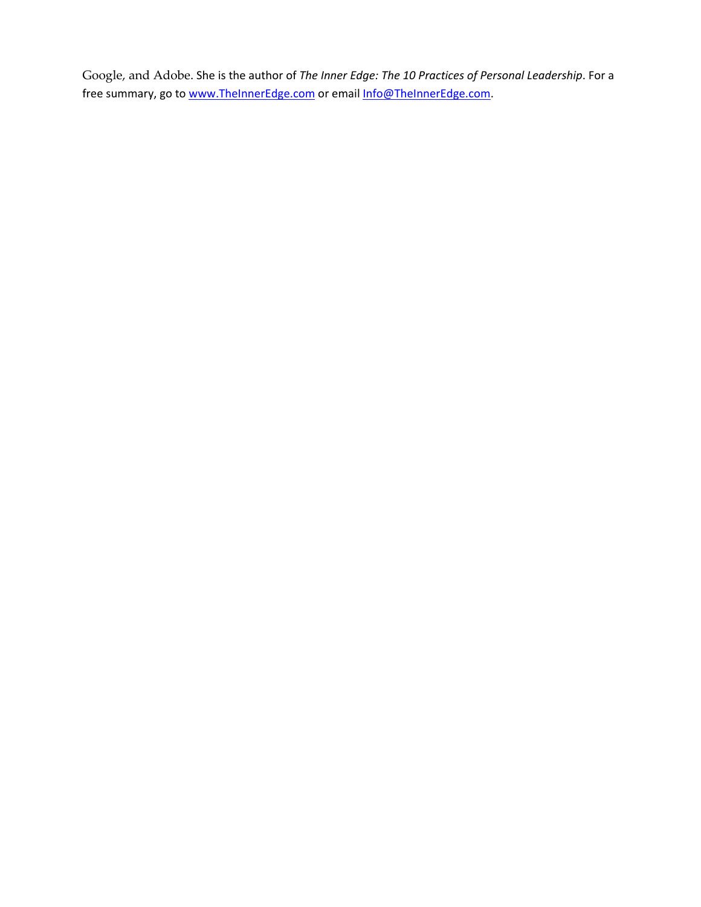Google, and Adobe. She is the author of *The Inner Edge: The 10 Practices of Personal Leadership*. For a free summary, go to [www.TheInnerEdge.com](http://www.TheInnerEdge.com) or email [Info@TheInnerEdge.com](mailto:Info@TheInnerEdge.com).